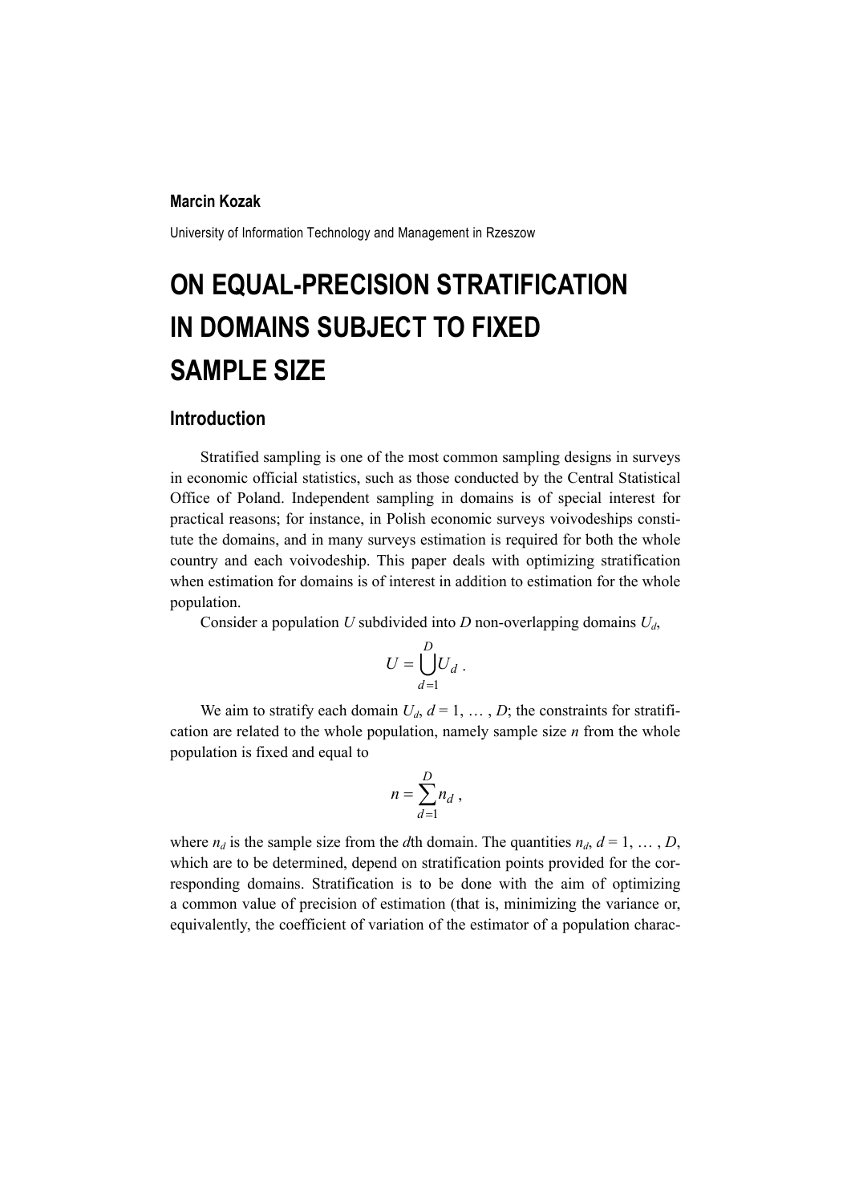**Marcin Kozak**

University of Information Technology and Management in Rzeszow

# ON EQUAL-PRECISION STRATIFICATION IN DOMAINS SUBJECT TO FIXED SAMPLE SIZE

## Introduction

Stratified sampling is one of the most common sampling designs in surveys in economic official statistics, such as those conducted by the Central Statistical Office of Poland. Independent sampling in domains is of special interest for practical reasons; for instance, in Polish economic surveys voivodeships constitute the domains, and in many surveys estimation is required for both the whole country and each voivodeship. This paper deals with optimizing stratification when estimation for domains is of interest in addition to estimation for the whole population.

Consider a population $U$ subdivided into $D$ non-overlapping domains $U_d$,

$$U = \bigcup_{d=1}^{D} U_d \; .$$

We aim to stratify each domain $U_d$, $d = 1, \dots , D$; the constraints for stratification are related to the whole population, namely sample size $n$ from the whole population is fixed and equal to

$$n = \sum_{d=1}^{D} n_d \; ,$$

where $n_d$ is the sample size from the $d$th domain. The quantities $n_d$, $d = 1, \dots , D$, which are to be determined, depend on stratification points provided for the corresponding domains. Stratification is to be done with the aim of optimizing a common value of precision of estimation (that is, minimizing the variance or, equivalently, the coefficient of variation of the estimator of a population charac-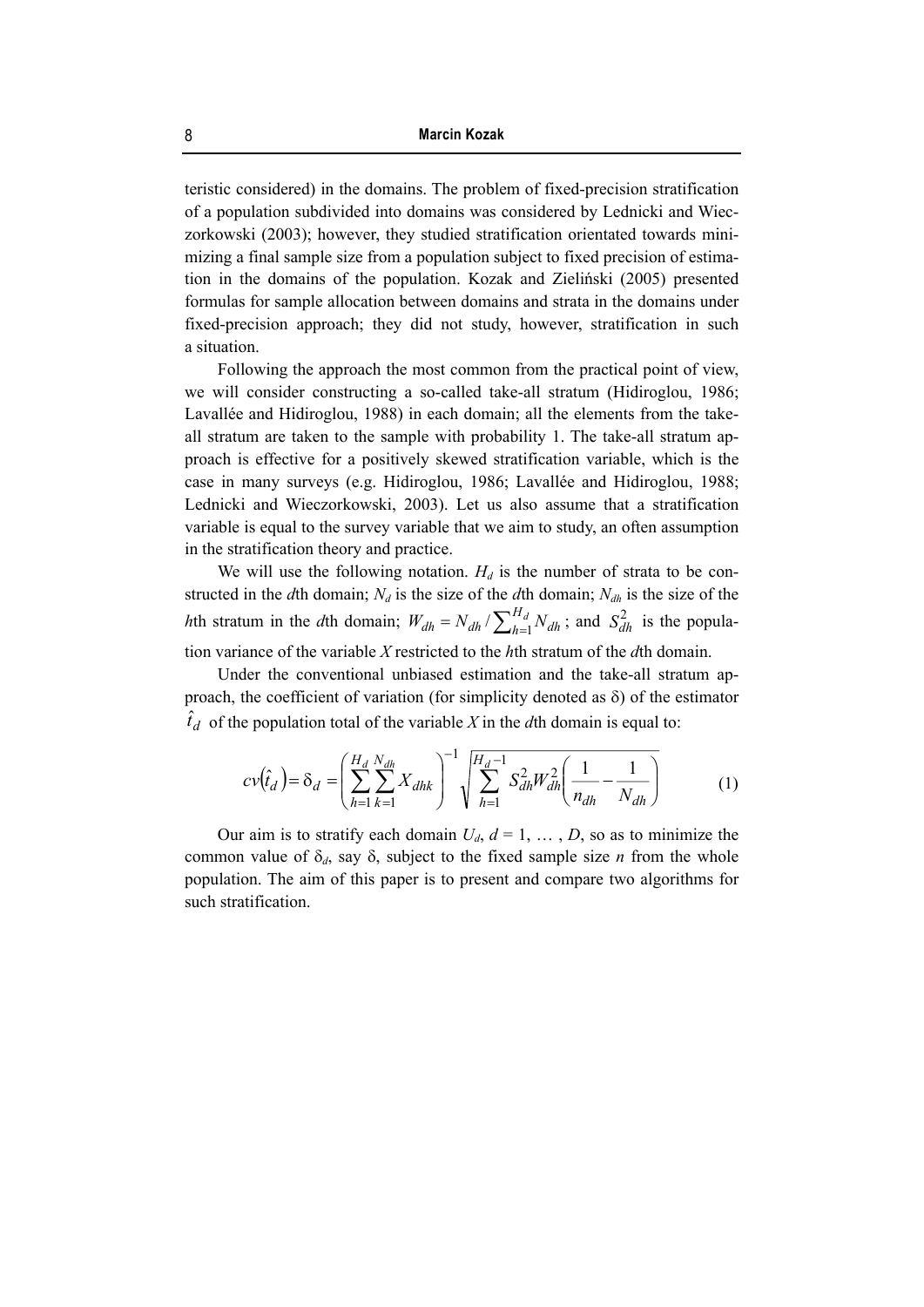teristic considered) in the domains. The problem of fixed-precision stratification of a population subdivided into domains was considered by Lednicki and Wieczorkowski (2003); however, they studied stratification orientated towards minimizing a final sample size from a population subject to fixed precision of estimation in the domains of the population. Kozak and Zieliński (2005) presented formulas for sample allocation between domains and strata in the domains under fixed-precision approach; they did not study, however, stratification in such a situation.

Following the approach the most common from the practical point of view, we will consider constructing a so-called take-all stratum (Hidiroglou, 1986; Lavallée and Hidiroglou, 1988) in each domain; all the elements from the take-all stratum are taken to the sample with probability 1. The take-all stratum approach is effective for a positively skewed stratification variable, which is the case in many surveys (e.g. Hidiroglou, 1986; Lavallée and Hidiroglou, 1988; Lednicki and Wieczorkowski, 2003). Let us also assume that a stratification variable is equal to the survey variable that we aim to study, an often assumption in the stratification theory and practice.

We will use the following notation. $H_d$ is the number of strata to be constructed in the $d$th domain; $N_d$ is the size of the $d$th domain; $N_{dh}$ is the size of the $h$th stratum in the $d$th domain; $W_{dh} = N_{dh} / \sum_{h=1}^{H_d} N_{dh}$ ; and $S_{dh}^2$ is the population variance of the variable $X$ restricted to the $h$th stratum of the $d$th domain.

Under the conventional unbiased estimation and the take-all stratum approach, the coefficient of variation (for simplicity denoted as δ) of the estimator $\hat{t}_d$ of the population total of the variable $X$ in the $d$th domain is equal to:

$$cv(\hat{t}_d) = \delta_d = \left( \sum_{h=1}^{H_d} \sum_{k=1}^{N_{dh}} X_{dhk} \right)^{-1} \sqrt{\sum_{h=1}^{H_d - 1} S_{dh}^2 W_{dh}^2 \left( \frac{1}{n_{dh}} - \frac{1}{N_{dh}} \right)} \tag{1}$$

Our aim is to stratify each domain $U_d$, $d = 1, \ldots, D$, so as to minimize the common value of $\delta_d$, say δ, subject to the fixed sample size $n$ from the whole population. The aim of this paper is to present and compare two algorithms for such stratification.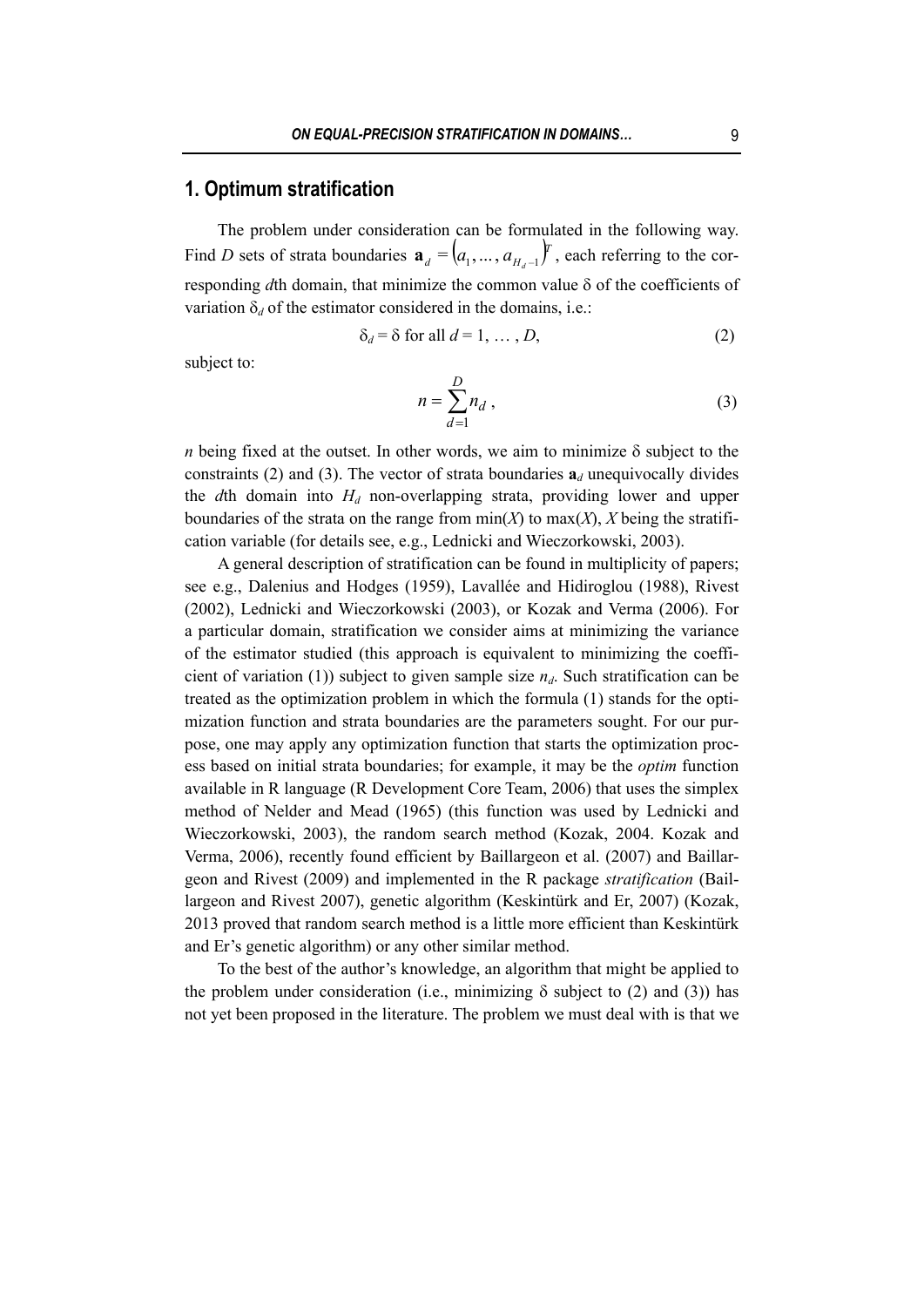## 1. Optimum stratification

The problem under consideration can be formulated in the following way. Find $D$ sets of strata boundaries $\mathbf{a}_d = (a_1, \ldots, a_{H_d - 1})^T$, each referring to the corresponding $d$th domain, that minimize the common value $\delta$ of the coefficients of variation $\delta_d$ of the estimator considered in the domains, i.e.:

$$\delta_d = \delta \text{ for all } d = 1, \ldots, D, \tag{2}$$

subject to:

$$n = \sum_{d=1}^{D} n_d , \tag{3}$$

$n$ being fixed at the outset. In other words, we aim to minimize $\delta$ subject to the constraints (2) and (3). The vector of strata boundaries $\mathbf{a}_d$ unequivocally divides the $d$th domain into $H_d$ non-overlapping strata, providing lower and upper boundaries of the strata on the range from $\min(X)$ to $\max(X)$, $X$ being the stratification variable (for details see, e.g., Lednicki and Wieczorkowski, 2003).

A general description of stratification can be found in multiplicity of papers; see e.g., Dalenius and Hodges (1959), Lavallée and Hidiroglou (1988), Rivest (2002), Lednicki and Wieczorkowski (2003), or Kozak and Verma (2006). For a particular domain, stratification we consider aims at minimizing the variance of the estimator studied (this approach is equivalent to minimizing the coefficient of variation (1)) subject to given sample size $n_d$. Such stratification can be treated as the optimization problem in which the formula (1) stands for the optimization function and strata boundaries are the parameters sought. For our purpose, one may apply any optimization function that starts the optimization process based on initial strata boundaries; for example, it may be the *optim* function available in R language (R Development Core Team, 2006) that uses the simplex method of Nelder and Mead (1965) (this function was used by Lednicki and Wieczorkowski, 2003), the random search method (Kozak, 2004. Kozak and Verma, 2006), recently found efficient by Baillargeon et al. (2007) and Baillargeon and Rivest (2009) and implemented in the R package *stratification* (Baillargeon and Rivest 2007), genetic algorithm (Keskintürk and Er, 2007) (Kozak, 2013 proved that random search method is a little more efficient than Keskintürk and Er's genetic algorithm) or any other similar method.

To the best of the author's knowledge, an algorithm that might be applied to the problem under consideration (i.e., minimizing $\delta$ subject to (2) and (3)) has not yet been proposed in the literature. The problem we must deal with is that we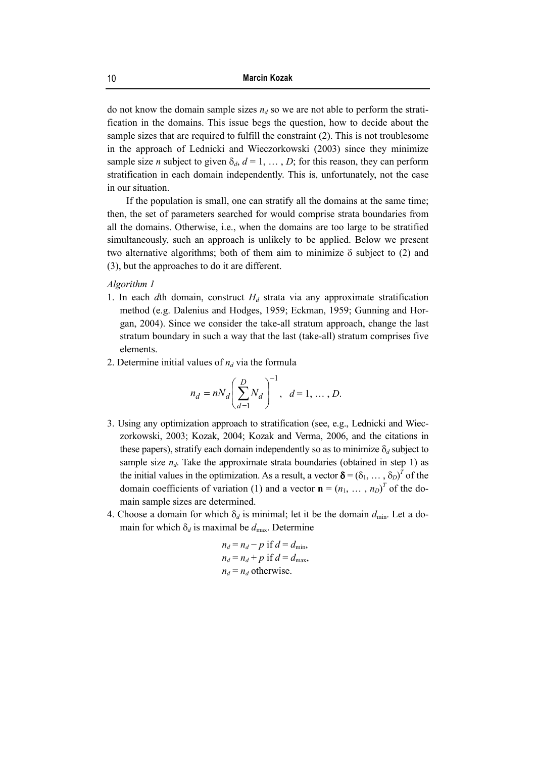do not know the domain sample sizes $n_d$ so we are not able to perform the stratification in the domains. This issue begs the question, how to decide about the sample sizes that are required to fulfill the constraint (2). This is not troublesome in the approach of Lednicki and Wieczorkowski (2003) since they minimize sample size $n$ subject to given $\delta_d$, $d = 1, \ldots, D$; for this reason, they can perform stratification in each domain independently. This is, unfortunately, not the case in our situation.

If the population is small, one can stratify all the domains at the same time; then, the set of parameters searched for would comprise strata boundaries from all the domains. Otherwise, i.e., when the domains are too large to be stratified simultaneously, such an approach is unlikely to be applied. Below we present two alternative algorithms; both of them aim to minimize $\delta$ subject to (2) and (3), but the approaches to do it are different.

*Algorithm 1*

1. In each $d$th domain, construct $H_d$ strata via any approximate stratification method (e.g. Dalenius and Hodges, 1959; Eckman, 1959; Gunning and Horgan, 2004). Since we consider the take-all stratum approach, change the last stratum boundary in such a way that the last (take-all) stratum comprises five elements.
2. Determine initial values of $n_d$ via the formula

$$n_d = nN_d \left( \sum_{d=1}^{D} N_d \right)^{-1}, \quad d = 1, \ldots, D.$$

3. Using any optimization approach to stratification (see, e.g., Lednicki and Wieczorkowski, 2003; Kozak, 2004; Kozak and Verma, 2006, and the citations in these papers), stratify each domain independently so as to minimize $\delta_d$ subject to sample size $n_d$. Take the approximate strata boundaries (obtained in step 1) as the initial values in the optimization. As a result, a vector $\boldsymbol{\delta} = (\delta_1, \ldots, \delta_D)^T$ of the domain coefficients of variation (1) and a vector $\mathbf{n} = (n_1, \ldots, n_D)^T$ of the domain sample sizes are determined.
4. Choose a domain for which $\delta_d$ is minimal; let it be the domain $d_{\min}$. Let a domain for which $\delta_d$ is maximal be $d_{\max}$. Determine

$$n_d = n_d - p \text{ if } d = d_{\min},$$
$$n_d = n_d + p \text{ if } d = d_{\max},$$
$$n_d = n_d \text{ otherwise.}$$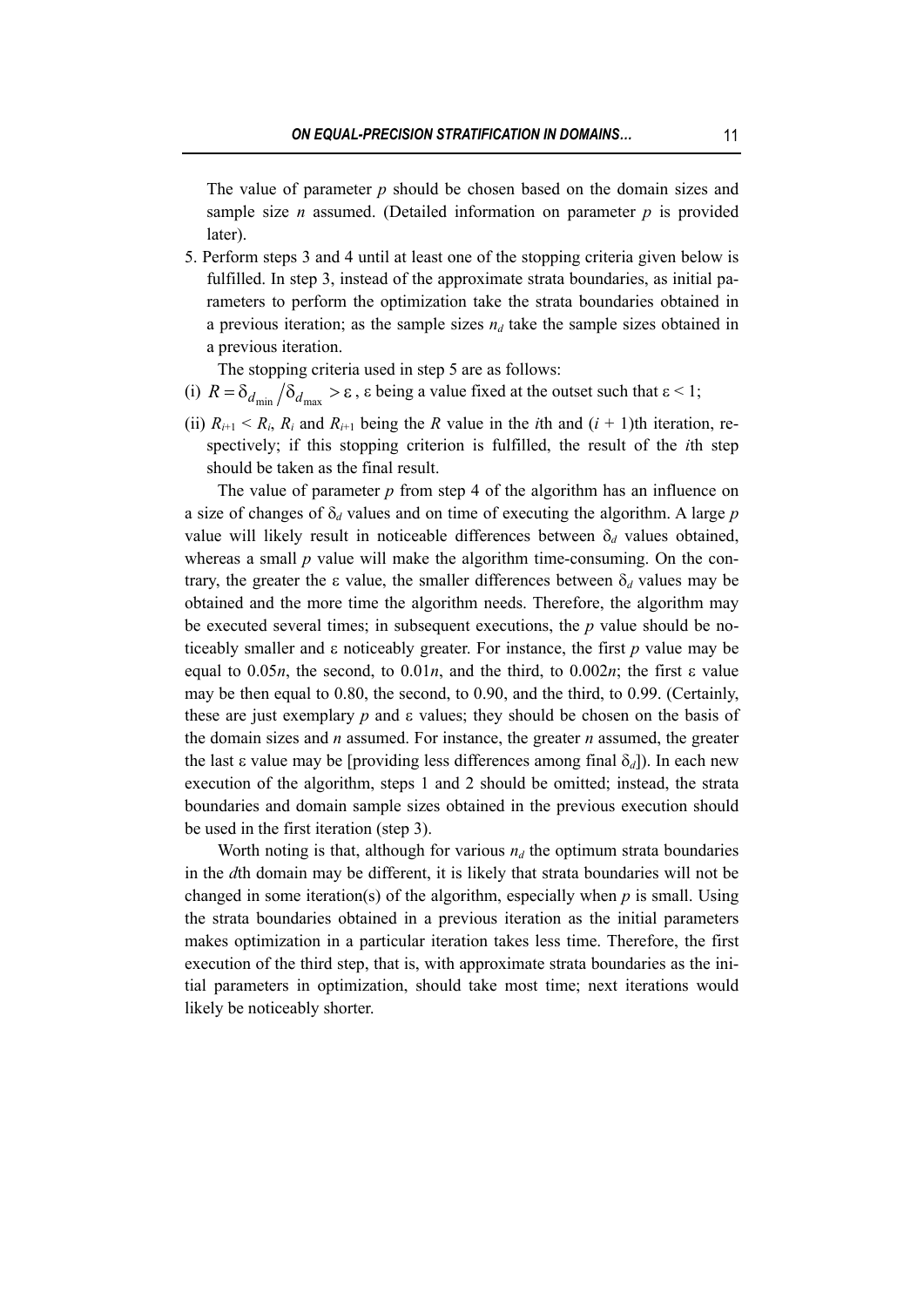The value of parameter $p$ should be chosen based on the domain sizes and sample size $n$ assumed. (Detailed information on parameter $p$ is provided later).

5. Perform steps 3 and 4 until at least one of the stopping criteria given below is fulfilled. In step 3, instead of the approximate strata boundaries, as initial parameters to perform the optimization take the strata boundaries obtained in a previous iteration; as the sample sizes $n_d$ take the sample sizes obtained in a previous iteration.

   The stopping criteria used in step 5 are as follows:

(i) $R = \delta_{d_{\min}} / \delta_{d_{\max}} > \varepsilon$, $\varepsilon$ being a value fixed at the outset such that $\varepsilon < 1$;

(ii) $R_{i+1} < R_i$, $R_i$ and $R_{i+1}$ being the $R$ value in the $i$th and $(i + 1)$th iteration, respectively; if this stopping criterion is fulfilled, the result of the $i$th step should be taken as the final result.

The value of parameter $p$ from step 4 of the algorithm has an influence on a size of changes of $\delta_d$ values and on time of executing the algorithm. A large $p$ value will likely result in noticeable differences between $\delta_d$ values obtained, whereas a small $p$ value will make the algorithm time-consuming. On the contrary, the greater the $\varepsilon$ value, the smaller differences between $\delta_d$ values may be obtained and the more time the algorithm needs. Therefore, the algorithm may be executed several times; in subsequent executions, the $p$ value should be noticeably smaller and $\varepsilon$ noticeably greater. For instance, the first $p$ value may be equal to $0.05n$, the second, to $0.01n$, and the third, to $0.002n$; the first $\varepsilon$ value may be then equal to 0.80, the second, to 0.90, and the third, to 0.99. (Certainly, these are just exemplary $p$ and $\varepsilon$ values; they should be chosen on the basis of the domain sizes and $n$ assumed. For instance, the greater $n$ assumed, the greater the last $\varepsilon$ value may be [providing less differences among final $\delta_d$]). In each new execution of the algorithm, steps 1 and 2 should be omitted; instead, the strata boundaries and domain sample sizes obtained in the previous execution should be used in the first iteration (step 3).

Worth noting is that, although for various $n_d$ the optimum strata boundaries in the $d$th domain may be different, it is likely that strata boundaries will not be changed in some iteration(s) of the algorithm, especially when $p$ is small. Using the strata boundaries obtained in a previous iteration as the initial parameters makes optimization in a particular iteration takes less time. Therefore, the first execution of the third step, that is, with approximate strata boundaries as the initial parameters in optimization, should take most time; next iterations would likely be noticeably shorter.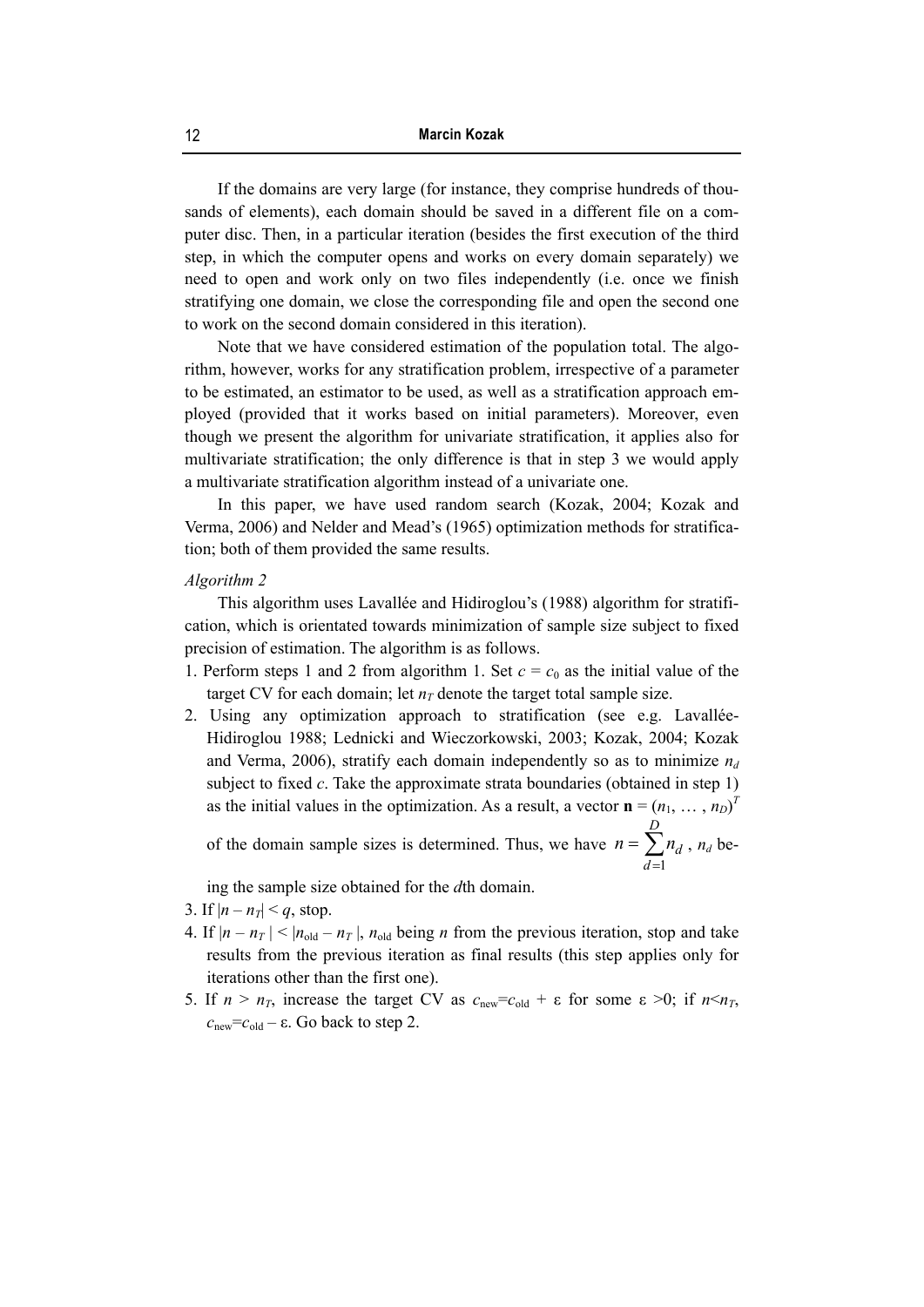If the domains are very large (for instance, they comprise hundreds of thousands of elements), each domain should be saved in a different file on a computer disc. Then, in a particular iteration (besides the first execution of the third step, in which the computer opens and works on every domain separately) we need to open and work only on two files independently (i.e. once we finish stratifying one domain, we close the corresponding file and open the second one to work on the second domain considered in this iteration).

Note that we have considered estimation of the population total. The algorithm, however, works for any stratification problem, irrespective of a parameter to be estimated, an estimator to be used, as well as a stratification approach employed (provided that it works based on initial parameters). Moreover, even though we present the algorithm for univariate stratification, it applies also for multivariate stratification; the only difference is that in step 3 we would apply a multivariate stratification algorithm instead of a univariate one.

In this paper, we have used random search (Kozak, 2004; Kozak and Verma, 2006) and Nelder and Mead's (1965) optimization methods for stratification; both of them provided the same results.

*Algorithm 2*

This algorithm uses Lavallée and Hidiroglou's (1988) algorithm for stratification, which is orientated towards minimization of sample size subject to fixed precision of estimation. The algorithm is as follows.

1. Perform steps 1 and 2 from algorithm 1. Set $c = c_0$ as the initial value of the target CV for each domain; let $n_T$ denote the target total sample size.
2. Using any optimization approach to stratification (see e.g. Lavallée-Hidiroglou 1988; Lednicki and Wieczorkowski, 2003; Kozak, 2004; Kozak and Verma, 2006), stratify each domain independently so as to minimize $n_d$ subject to fixed $c$. Take the approximate strata boundaries (obtained in step 1) as the initial values in the optimization. As a result, a vector $\mathbf{n} = (n_1, \ldots, n_D)^T$ of the domain sample sizes is determined. Thus, we have $n = \sum_{d=1}^{D} n_d$, $n_d$ being the sample size obtained for the $d$th domain.
3. If $|n - n_T| < q$, stop.
4. If $|n - n_T| < |n_{\text{old}} - n_T|$, $n_{\text{old}}$ being $n$ from the previous iteration, stop and take results from the previous iteration as final results (this step applies only for iterations other than the first one).
5. If $n > n_T$, increase the target CV as $c_{\text{new}} = c_{\text{old}} + \varepsilon$ for some $\varepsilon > 0$; if $n < n_T$, $c_{\text{new}} = c_{\text{old}} - \varepsilon$. Go back to step 2.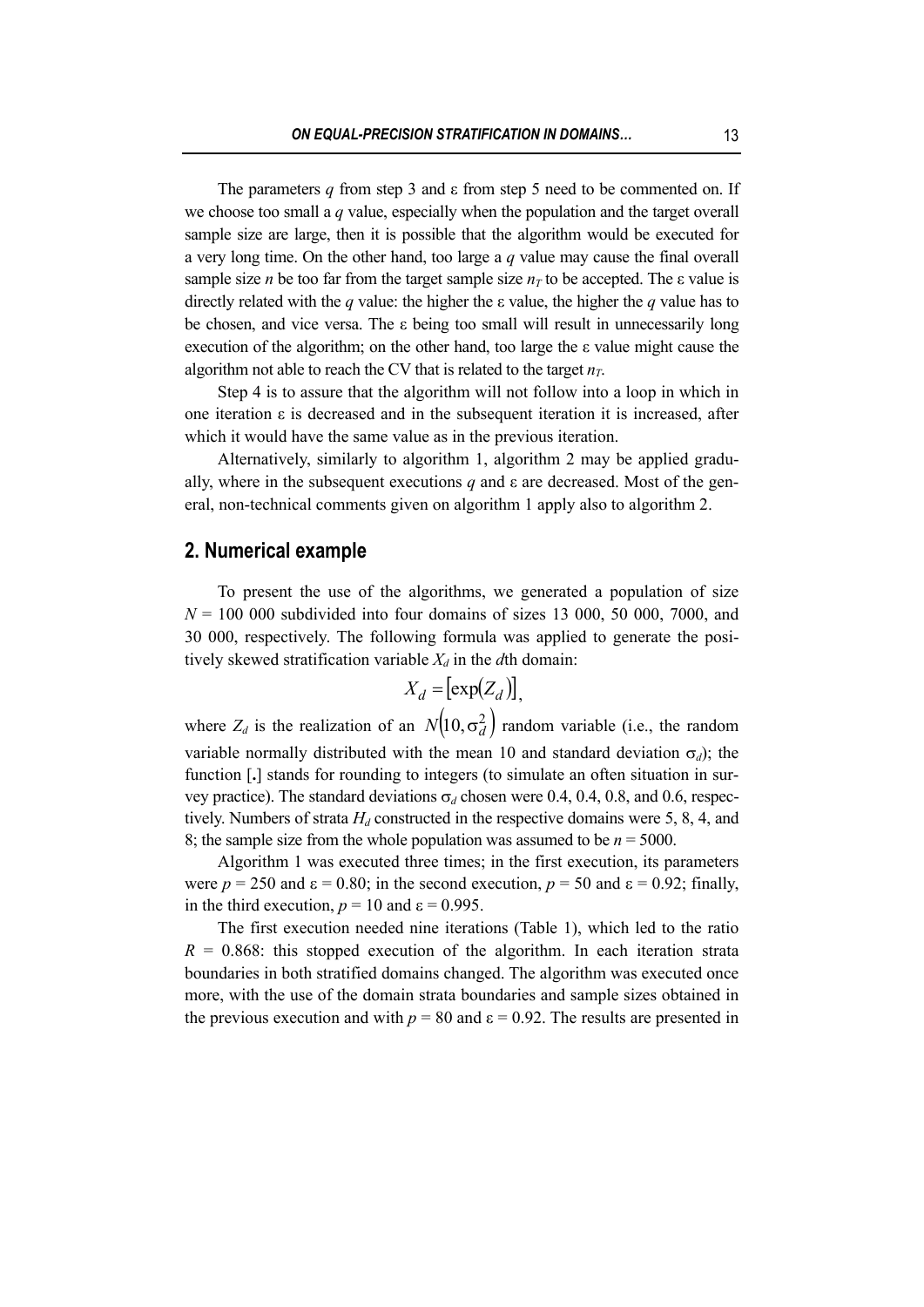The parameters $q$ from step 3 and ε from step 5 need to be commented on. If we choose too small a $q$ value, especially when the population and the target overall sample size are large, then it is possible that the algorithm would be executed for a very long time. On the other hand, too large a $q$ value may cause the final overall sample size $n$ be too far from the target sample size $n_T$ to be accepted. The ε value is directly related with the $q$ value: the higher the ε value, the higher the $q$ value has to be chosen, and vice versa. The ε being too small will result in unnecessarily long execution of the algorithm; on the other hand, too large the ε value might cause the algorithm not able to reach the CV that is related to the target $n_T$.

Step 4 is to assure that the algorithm will not follow into a loop in which in one iteration ε is decreased and in the subsequent iteration it is increased, after which it would have the same value as in the previous iteration.

Alternatively, similarly to algorithm 1, algorithm 2 may be applied gradually, where in the subsequent executions $q$ and ε are decreased. Most of the general, non-technical comments given on algorithm 1 apply also to algorithm 2.

## 2. Numerical example

To present the use of the algorithms, we generated a population of size $N$ = 100 000 subdivided into four domains of sizes 13 000, 50 000, 7000, and 30 000, respectively. The following formula was applied to generate the positively skewed stratification variable $X_d$ in the $d$th domain:

$$X_d = [\exp(Z_d)],$$

where $Z_d$ is the realization of an $N(10, \sigma_d^2)$ random variable (i.e., the random variable normally distributed with the mean 10 and standard deviation $\sigma_d$); the function [.] stands for rounding to integers (to simulate an often situation in survey practice). The standard deviations $\sigma_d$ chosen were 0.4, 0.4, 0.8, and 0.6, respectively. Numbers of strata $H_d$ constructed in the respective domains were 5, 8, 4, and 8; the sample size from the whole population was assumed to be $n$ = 5000.

Algorithm 1 was executed three times; in the first execution, its parameters were $p$ = 250 and ε = 0.80; in the second execution, $p$ = 50 and ε = 0.92; finally, in the third execution, $p$ = 10 and ε = 0.995.

The first execution needed nine iterations (Table 1), which led to the ratio $R$ = 0.868: this stopped execution of the algorithm. In each iteration strata boundaries in both stratified domains changed. The algorithm was executed once more, with the use of the domain strata boundaries and sample sizes obtained in the previous execution and with $p$ = 80 and ε = 0.92. The results are presented in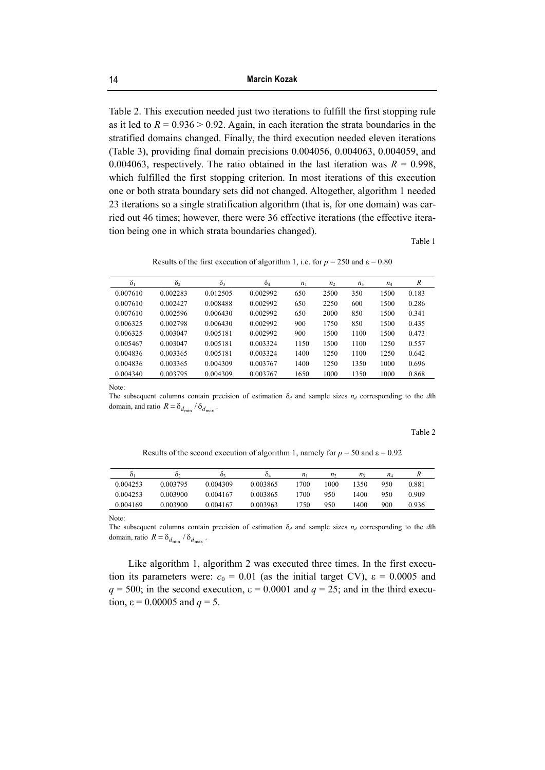Table 2. This execution needed just two iterations to fulfill the first stopping rule as it led to $R = 0.936 > 0.92$. Again, in each iteration the strata boundaries in the stratified domains changed. Finally, the third execution needed eleven iterations (Table 3), providing final domain precisions 0.004056, 0.004063, 0.004059, and 0.004063, respectively. The ratio obtained in the last iteration was $R = 0.998$, which fulfilled the first stopping criterion. In most iterations of this execution one or both strata boundary sets did not changed. Altogether, algorithm 1 needed 23 iterations so a single stratification algorithm (that is, for one domain) was carried out 46 times; however, there were 36 effective iterations (the effective iteration being one in which strata boundaries changed).

Table 1

Results of the first execution of algorithm 1, i.e. for $p = 250$ and $\varepsilon = 0.80$

| $\delta_1$ | $\delta_2$ | $\delta_3$ | $\delta_4$ | $n_1$ | $n_2$ | $n_3$ | $n_4$ | $R$ |
|---|---|---|---|---|---|---|---|---|
| 0.007610 | 0.002283 | 0.012505 | 0.002992 | 650 | 2500 | 350 | 1500 | 0.183 |
| 0.007610 | 0.002427 | 0.008488 | 0.002992 | 650 | 2250 | 600 | 1500 | 0.286 |
| 0.007610 | 0.002596 | 0.006430 | 0.002992 | 650 | 2000 | 850 | 1500 | 0.341 |
| 0.006325 | 0.002798 | 0.006430 | 0.002992 | 900 | 1750 | 850 | 1500 | 0.435 |
| 0.006325 | 0.003047 | 0.005181 | 0.002992 | 900 | 1500 | 1100 | 1500 | 0.473 |
| 0.005467 | 0.003047 | 0.005181 | 0.003324 | 1150 | 1500 | 1100 | 1250 | 0.557 |
| 0.004836 | 0.003365 | 0.005181 | 0.003324 | 1400 | 1250 | 1100 | 1250 | 0.642 |
| 0.004836 | 0.003365 | 0.004309 | 0.003767 | 1400 | 1250 | 1350 | 1000 | 0.696 |
| 0.004340 | 0.003795 | 0.004309 | 0.003767 | 1650 | 1000 | 1350 | 1000 | 0.868 |

Note:
The subsequent columns contain precision of estimation $\delta_d$ and sample sizes $n_d$ corresponding to the $d$th domain, and ratio $R = \delta_{d_{\min}} / \delta_{d_{\max}}$.

Table 2

Results of the second execution of algorithm 1, namely for $p = 50$ and $\varepsilon = 0.92$

| $\delta_1$ | $\delta_2$ | $\delta_3$ | $\delta_4$ | $n_1$ | $n_2$ | $n_3$ | $n_4$ | $R$ |
|---|---|---|---|---|---|---|---|---|
| 0.004253 | 0.003795 | 0.004309 | 0.003865 | 1700 | 1000 | 1350 | 950 | 0.881 |
| 0.004253 | 0.003900 | 0.004167 | 0.003865 | 1700 | 950 | 1400 | 950 | 0.909 |
| 0.004169 | 0.003900 | 0.004167 | 0.003963 | 1750 | 950 | 1400 | 900 | 0.936 |

Note:
The subsequent columns contain precision of estimation $\delta_d$ and sample sizes $n_d$ corresponding to the $d$th domain, ratio $R = \delta_{d_{\min}} / \delta_{d_{\max}}$.

Like algorithm 1, algorithm 2 was executed three times. In the first execution its parameters were: $c_0 = 0.01$ (as the initial target CV), $\varepsilon = 0.0005$ and $q = 500$; in the second execution, $\varepsilon = 0.0001$ and $q = 25$; and in the third execution, $\varepsilon = 0.00005$ and $q = 5$.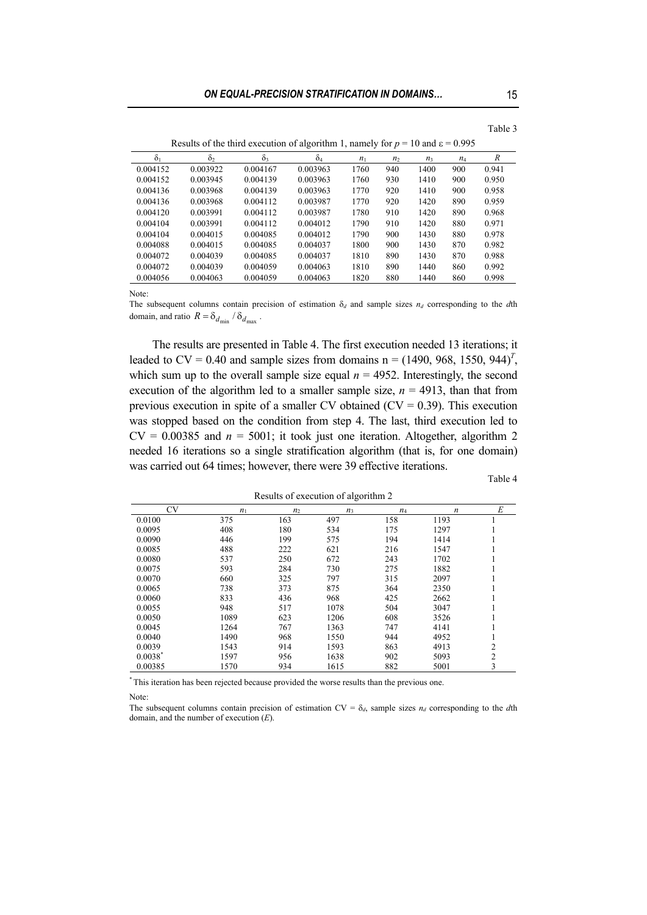Table 3

Results of the third execution of algorithm 1, namely for $p = 10$ and $\varepsilon = 0.995$

| $\delta_1$ | $\delta_2$ | $\delta_3$ | $\delta_4$ | $n_1$ | $n_2$ | $n_3$ | $n_4$ | $R$ |
|---|---|---|---|---|---|---|---|---|
| 0.004152 | 0.003922 | 0.004167 | 0.003963 | 1760 | 940 | 1400 | 900 | 0.941 |
| 0.004152 | 0.003945 | 0.004139 | 0.003963 | 1760 | 930 | 1410 | 900 | 0.950 |
| 0.004136 | 0.003968 | 0.004139 | 0.003963 | 1770 | 920 | 1410 | 900 | 0.958 |
| 0.004136 | 0.003968 | 0.004112 | 0.003987 | 1770 | 920 | 1420 | 890 | 0.959 |
| 0.004120 | 0.003991 | 0.004112 | 0.003987 | 1780 | 910 | 1420 | 890 | 0.968 |
| 0.004104 | 0.003991 | 0.004112 | 0.004012 | 1790 | 910 | 1420 | 880 | 0.971 |
| 0.004104 | 0.004015 | 0.004085 | 0.004012 | 1790 | 900 | 1430 | 880 | 0.978 |
| 0.004088 | 0.004015 | 0.004085 | 0.004037 | 1800 | 900 | 1430 | 870 | 0.982 |
| 0.004072 | 0.004039 | 0.004085 | 0.004037 | 1810 | 890 | 1430 | 870 | 0.988 |
| 0.004072 | 0.004039 | 0.004059 | 0.004063 | 1810 | 890 | 1440 | 860 | 0.992 |
| 0.004056 | 0.004063 | 0.004059 | 0.004063 | 1820 | 880 | 1440 | 860 | 0.998 |

Note:
The subsequent columns contain precision of estimation $\delta_d$ and sample sizes $n_d$ corresponding to the $d$th domain, and ratio $R = \delta_{d_{\min}} / \delta_{d_{\max}}$.

The results are presented in Table 4. The first execution needed 13 iterations; it leaded to CV = 0.40 and sample sizes from domains n = $(1490, 968, 1550, 944)^T$, which sum up to the overall sample size equal $n = 4952$. Interestingly, the second execution of the algorithm led to a smaller sample size, $n = 4913$, than that from previous execution in spite of a smaller CV obtained (CV = 0.39). This execution was stopped based on the condition from step 4. The last, third execution led to CV = 0.00385 and $n = 5001$; it took just one iteration. Altogether, algorithm 2 needed 16 iterations so a single stratification algorithm (that is, for one domain) was carried out 64 times; however, there were 39 effective iterations.

Table 4

Results of execution of algorithm 2

| CV | $n_1$ | $n_2$ | $n_3$ | $n_4$ | $n$ | $E$ |
|---|---|---|---|---|---|---|
| 0.0100 | 375 | 163 | 497 | 158 | 1193 | 1 |
| 0.0095 | 408 | 180 | 534 | 175 | 1297 | 1 |
| 0.0090 | 446 | 199 | 575 | 194 | 1414 | 1 |
| 0.0085 | 488 | 222 | 621 | 216 | 1547 | 1 |
| 0.0080 | 537 | 250 | 672 | 243 | 1702 | 1 |
| 0.0075 | 593 | 284 | 730 | 275 | 1882 | 1 |
| 0.0070 | 660 | 325 | 797 | 315 | 2097 | 1 |
| 0.0065 | 738 | 373 | 875 | 364 | 2350 | 1 |
| 0.0060 | 833 | 436 | 968 | 425 | 2662 | 1 |
| 0.0055 | 948 | 517 | 1078 | 504 | 3047 | 1 |
| 0.0050 | 1089 | 623 | 1206 | 608 | 3526 | 1 |
| 0.0045 | 1264 | 767 | 1363 | 747 | 4141 | 1 |
| 0.0040 | 1490 | 968 | 1550 | 944 | 4952 | 1 |
| 0.0039 | 1543 | 914 | 1593 | 863 | 4913 | 2 |
| 0.0038* | 1597 | 956 | 1638 | 902 | 5093 | 2 |
| 0.00385 | 1570 | 934 | 1615 | 882 | 5001 | 3 |

\* This iteration has been rejected because provided the worse results than the previous one.

Note:
The subsequent columns contain precision of estimation CV = $\delta_d$, sample sizes $n_d$ corresponding to the $d$th domain, and the number of execution ($E$).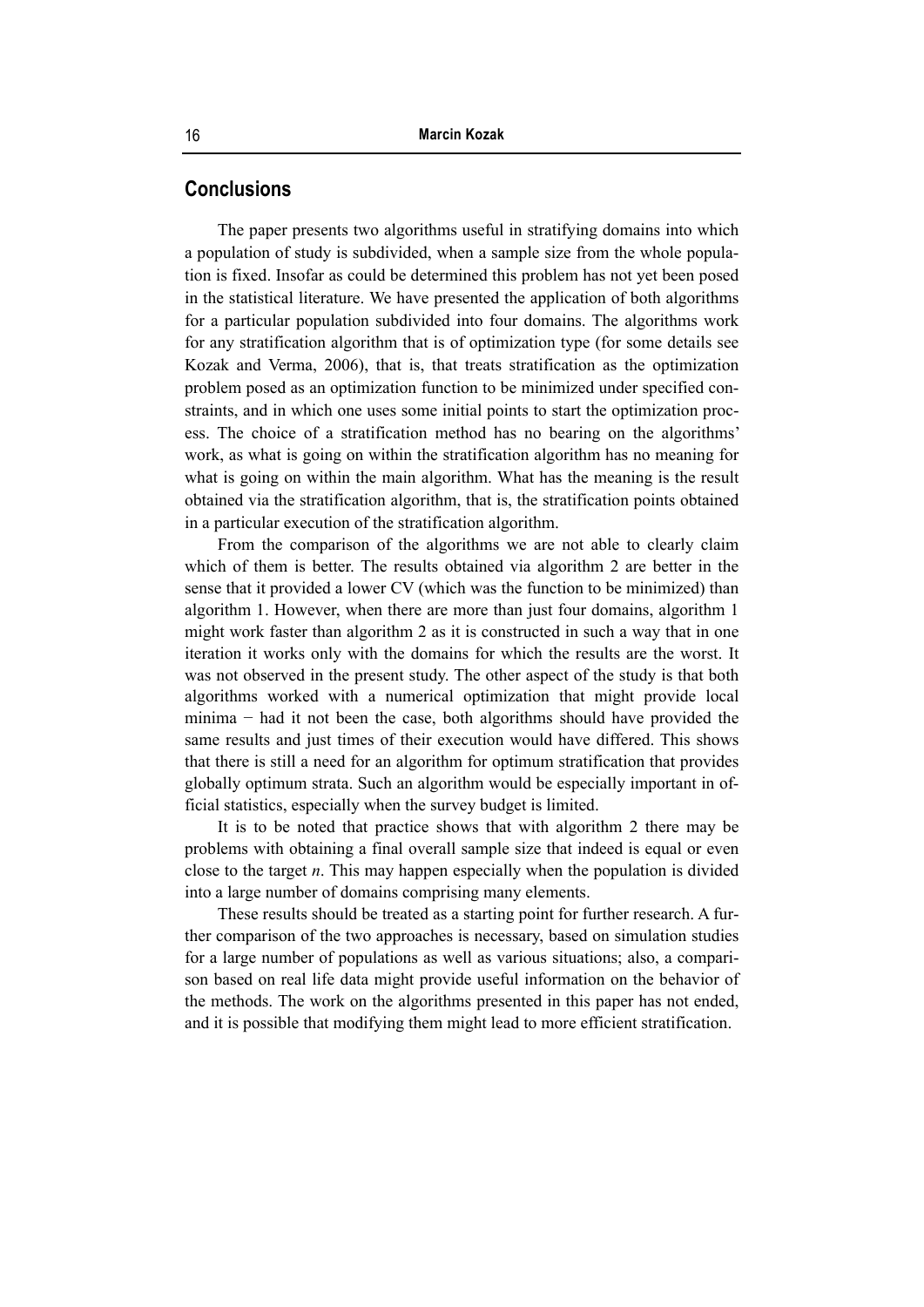## Conclusions

The paper presents two algorithms useful in stratifying domains into which a population of study is subdivided, when a sample size from the whole population is fixed. Insofar as could be determined this problem has not yet been posed in the statistical literature. We have presented the application of both algorithms for a particular population subdivided into four domains. The algorithms work for any stratification algorithm that is of optimization type (for some details see Kozak and Verma, 2006), that is, that treats stratification as the optimization problem posed as an optimization function to be minimized under specified constraints, and in which one uses some initial points to start the optimization process. The choice of a stratification method has no bearing on the algorithms' work, as what is going on within the stratification algorithm has no meaning for what is going on within the main algorithm. What has the meaning is the result obtained via the stratification algorithm, that is, the stratification points obtained in a particular execution of the stratification algorithm.

From the comparison of the algorithms we are not able to clearly claim which of them is better. The results obtained via algorithm 2 are better in the sense that it provided a lower CV (which was the function to be minimized) than algorithm 1. However, when there are more than just four domains, algorithm 1 might work faster than algorithm 2 as it is constructed in such a way that in one iteration it works only with the domains for which the results are the worst. It was not observed in the present study. The other aspect of the study is that both algorithms worked with a numerical optimization that might provide local minima − had it not been the case, both algorithms should have provided the same results and just times of their execution would have differed. This shows that there is still a need for an algorithm for optimum stratification that provides globally optimum strata. Such an algorithm would be especially important in official statistics, especially when the survey budget is limited.

It is to be noted that practice shows that with algorithm 2 there may be problems with obtaining a final overall sample size that indeed is equal or even close to the target $n$. This may happen especially when the population is divided into a large number of domains comprising many elements.

These results should be treated as a starting point for further research. A further comparison of the two approaches is necessary, based on simulation studies for a large number of populations as well as various situations; also, a comparison based on real life data might provide useful information on the behavior of the methods. The work on the algorithms presented in this paper has not ended, and it is possible that modifying them might lead to more efficient stratification.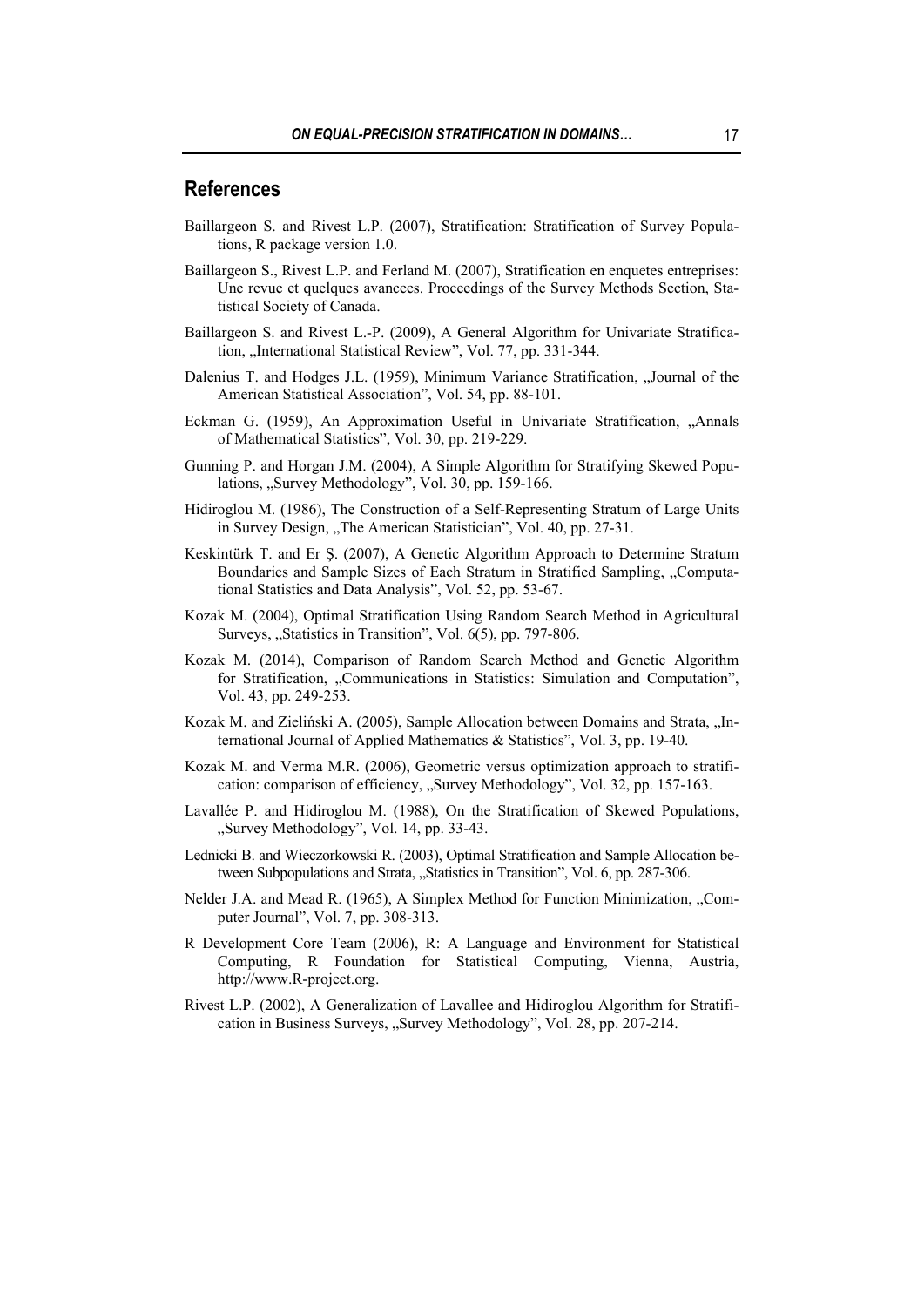## References

Baillargeon S. and Rivest L.P. (2007), Stratification: Stratification of Survey Populations, R package version 1.0.

Baillargeon S., Rivest L.P. and Ferland M. (2007), Stratification en enquetes entreprises: Une revue et quelques avancees. Proceedings of the Survey Methods Section, Statistical Society of Canada.

Baillargeon S. and Rivest L.-P. (2009), A General Algorithm for Univariate Stratification, „International Statistical Review", Vol. 77, pp. 331-344.

Dalenius T. and Hodges J.L. (1959), Minimum Variance Stratification, „Journal of the American Statistical Association", Vol. 54, pp. 88-101.

Eckman G. (1959), An Approximation Useful in Univariate Stratification, „Annals of Mathematical Statistics", Vol. 30, pp. 219-229.

Gunning P. and Horgan J.M. (2004), A Simple Algorithm for Stratifying Skewed Populations, „Survey Methodology", Vol. 30, pp. 159-166.

Hidiroglou M. (1986), The Construction of a Self-Representing Stratum of Large Units in Survey Design, „The American Statistician", Vol. 40, pp. 27-31.

Keskintürk T. and Er Ş. (2007), A Genetic Algorithm Approach to Determine Stratum Boundaries and Sample Sizes of Each Stratum in Stratified Sampling, „Computational Statistics and Data Analysis", Vol. 52, pp. 53-67.

Kozak M. (2004), Optimal Stratification Using Random Search Method in Agricultural Surveys, „Statistics in Transition", Vol. 6(5), pp. 797-806.

Kozak M. (2014), Comparison of Random Search Method and Genetic Algorithm for Stratification, „Communications in Statistics: Simulation and Computation", Vol. 43, pp. 249-253.

Kozak M. and Zieliński A. (2005), Sample Allocation between Domains and Strata, „International Journal of Applied Mathematics & Statistics", Vol. 3, pp. 19-40.

Kozak M. and Verma M.R. (2006), Geometric versus optimization approach to stratification: comparison of efficiency, „Survey Methodology", Vol. 32, pp. 157-163.

Lavallée P. and Hidiroglou M. (1988), On the Stratification of Skewed Populations, „Survey Methodology", Vol. 14, pp. 33-43.

Lednicki B. and Wieczorkowski R. (2003), Optimal Stratification and Sample Allocation between Subpopulations and Strata, „Statistics in Transition", Vol. 6, pp. 287-306.

Nelder J.A. and Mead R. (1965), A Simplex Method for Function Minimization, „Computer Journal", Vol. 7, pp. 308-313.

R Development Core Team (2006), R: A Language and Environment for Statistical Computing, R Foundation for Statistical Computing, Vienna, Austria, http://www.R-project.org.

Rivest L.P. (2002), A Generalization of Lavallee and Hidiroglou Algorithm for Stratification in Business Surveys, „Survey Methodology", Vol. 28, pp. 207-214.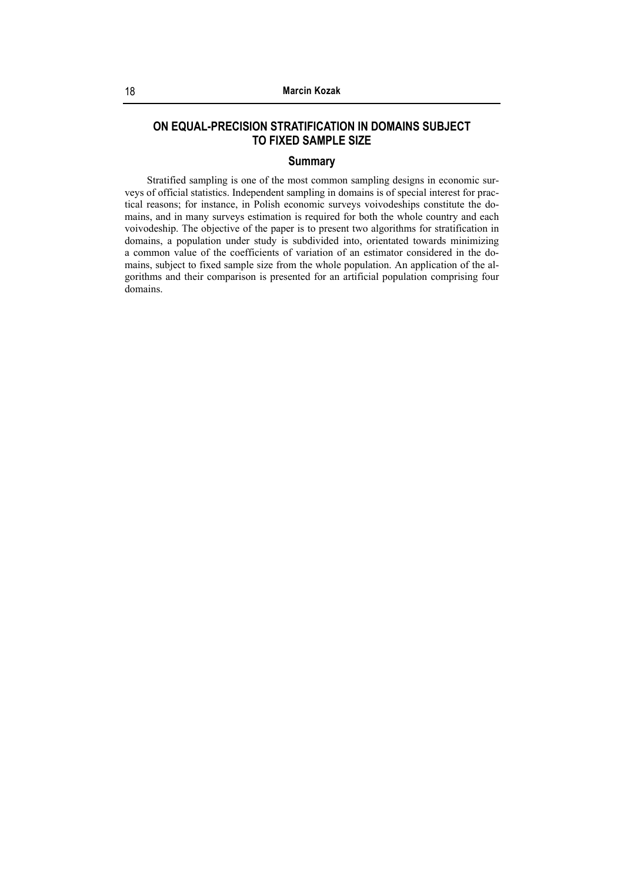## ON EQUAL-PRECISION STRATIFICATION IN DOMAINS SUBJECT TO FIXED SAMPLE SIZE

### Summary

Stratified sampling is one of the most common sampling designs in economic surveys of official statistics. Independent sampling in domains is of special interest for practical reasons; for instance, in Polish economic surveys voivodeships constitute the domains, and in many surveys estimation is required for both the whole country and each voivodeship. The objective of the paper is to present two algorithms for stratification in domains, a population under study is subdivided into, orientated towards minimizing a common value of the coefficients of variation of an estimator considered in the domains, subject to fixed sample size from the whole population. An application of the algorithms and their comparison is presented for an artificial population comprising four domains.